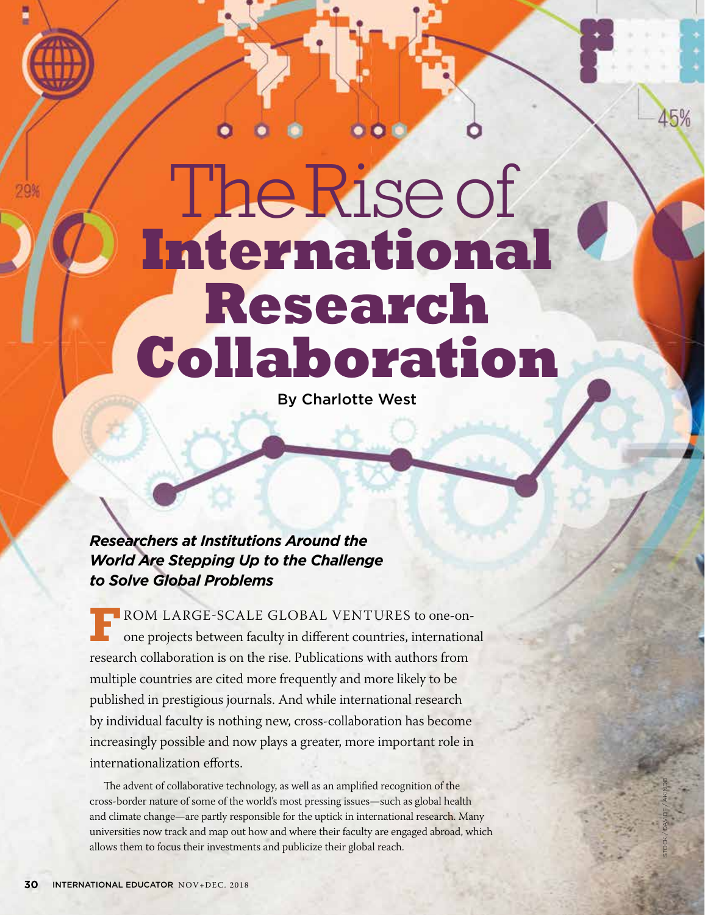# The Rise of International Research Collaboration

By Charlotte West

***Researchers at Institutions Around the World Are Stepping Up to the Challenge to Solve Global Problems***

FROM LARGE-SCALE GLOBAL VENTURES to one-on-one projects between faculty in different countries, international research collaboration is on the rise. Publications with authors from multiple countries are cited more frequently and more likely to be published in prestigious journals. And while international research by individual faculty is nothing new, cross-collaboration has become increasingly possible and now plays a greater, more important role in internationalization efforts.

The advent of collaborative technology, as well as an amplified recognition of the cross-border nature of some of the world's most pressing issues—such as global health and climate change—are partly responsible for the uptick in international research. Many universities now track and map out how and where their faculty are engaged abroad, which allows them to focus their investments and publicize their global reach.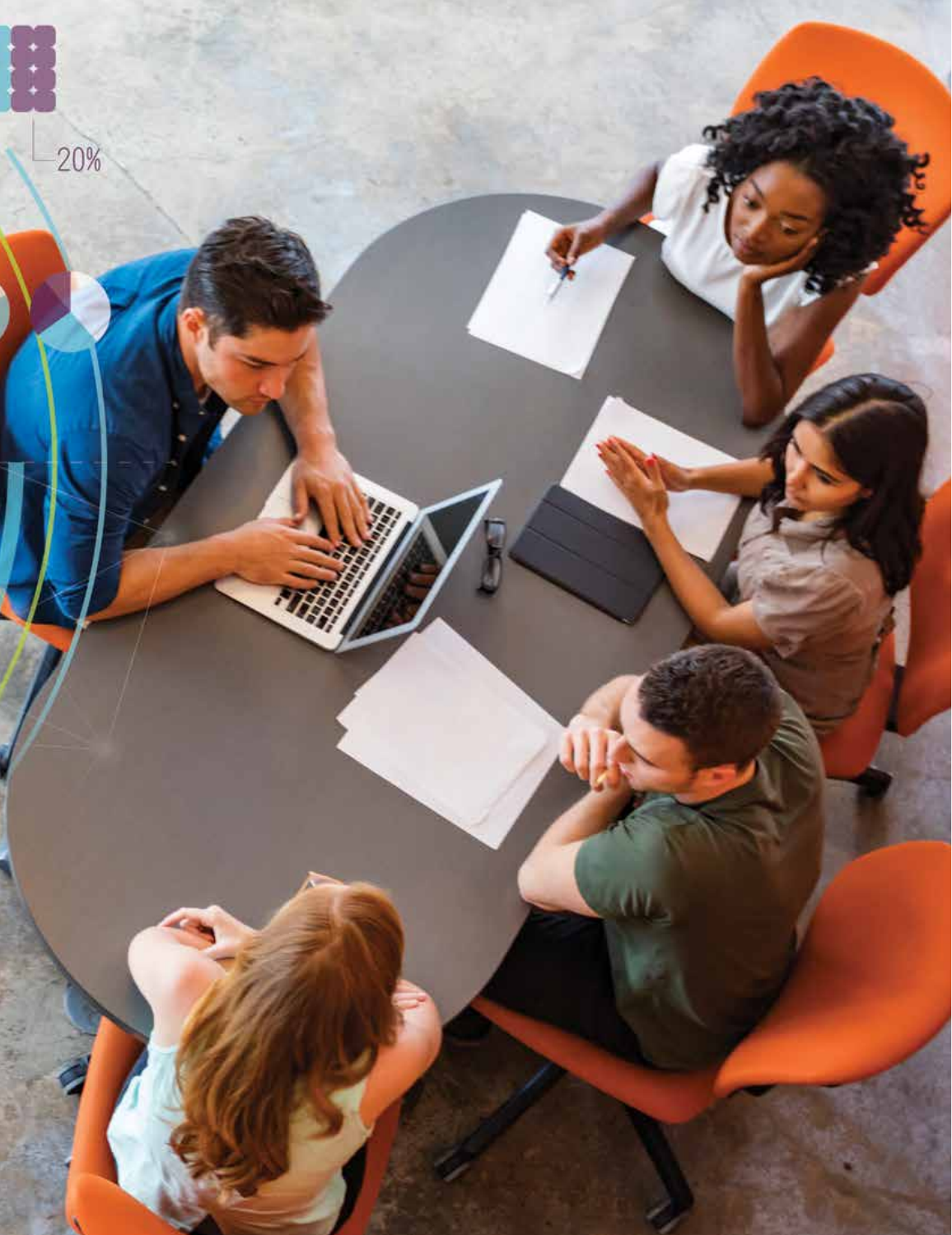20%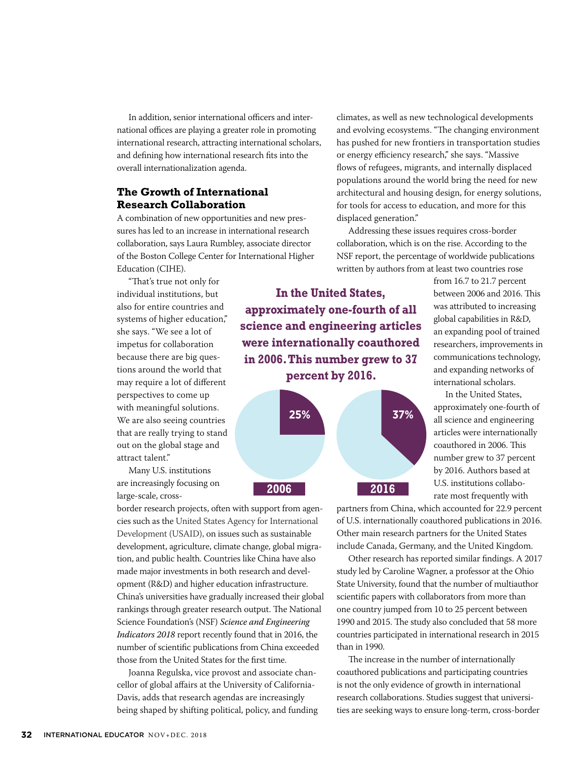In addition, senior international officers and international offices are playing a greater role in promoting international research, attracting international scholars, and defining how international research fits into the overall internationalization agenda.

## The Growth of International Research Collaboration

A combination of new opportunities and new pressures has led to an increase in international research collaboration, says Laura Rumbley, associate director of the Boston College Center for International Higher Education (CIHE).

"That's true not only for individual institutions, but also for entire countries and systems of higher education," she says. "We see a lot of impetus for collaboration because there are big questions around the world that may require a lot of different perspectives to come up with meaningful solutions. We are also seeing countries that are really trying to stand out on the global stage and attract talent."

Many U.S. institutions are increasingly focusing on large-scale, cross-border research projects, often with support from agencies such as the United States Agency for International Development (USAID), on issues such as sustainable development, agriculture, climate change, global migration, and public health. Countries like China have also made major investments in both research and development (R&D) and higher education infrastructure. China's universities have gradually increased their global rankings through greater research output. The National Science Foundation's (NSF) *Science and Engineering Indicators 2018* report recently found that in 2016, the number of scientific publications from China exceeded those from the United States for the first time.

Joanna Regulska, vice provost and associate chancellor of global affairs at the University of California-Davis, adds that research agendas are increasingly being shaped by shifting political, policy, and funding climates, as well as new technological developments and evolving ecosystems. "The changing environment has pushed for new frontiers in transportation studies or energy efficiency research," she says. "Massive flows of refugees, migrants, and internally displaced populations around the world bring the need for new architectural and housing design, for energy solutions, for tools for access to education, and more for this displaced generation."

Addressing these issues requires cross-border collaboration, which is on the rise. According to the NSF report, the percentage of worldwide publications written by authors from at least two countries rose from 16.7 to 21.7 percent between 2006 and 2016. This was attributed to increasing global capabilities in R&D, an expanding pool of trained researchers, improvements in communications technology, and expanding networks of international scholars.

**In the United States, approximately one-fourth of all science and engineering articles were internationally coauthored in 2006. This number grew to 37 percent by 2016.**

25% — 2006

37% — 2016

In the United States, approximately one-fourth of all science and engineering articles were internationally coauthored in 2006. This number grew to 37 percent by 2016. Authors based at U.S. institutions collaborate most frequently with partners from China, which accounted for 22.9 percent of U.S. internationally coauthored publications in 2016. Other main research partners for the United States include Canada, Germany, and the United Kingdom.

Other research has reported similar findings. A 2017 study led by Caroline Wagner, a professor at the Ohio State University, found that the number of multiauthor scientific papers with collaborators from more than one country jumped from 10 to 25 percent between 1990 and 2015. The study also concluded that 58 more countries participated in international research in 2015 than in 1990.

The increase in the number of internationally coauthored publications and participating countries is not the only evidence of growth in international research collaborations. Studies suggest that universities are seeking ways to ensure long-term, cross-border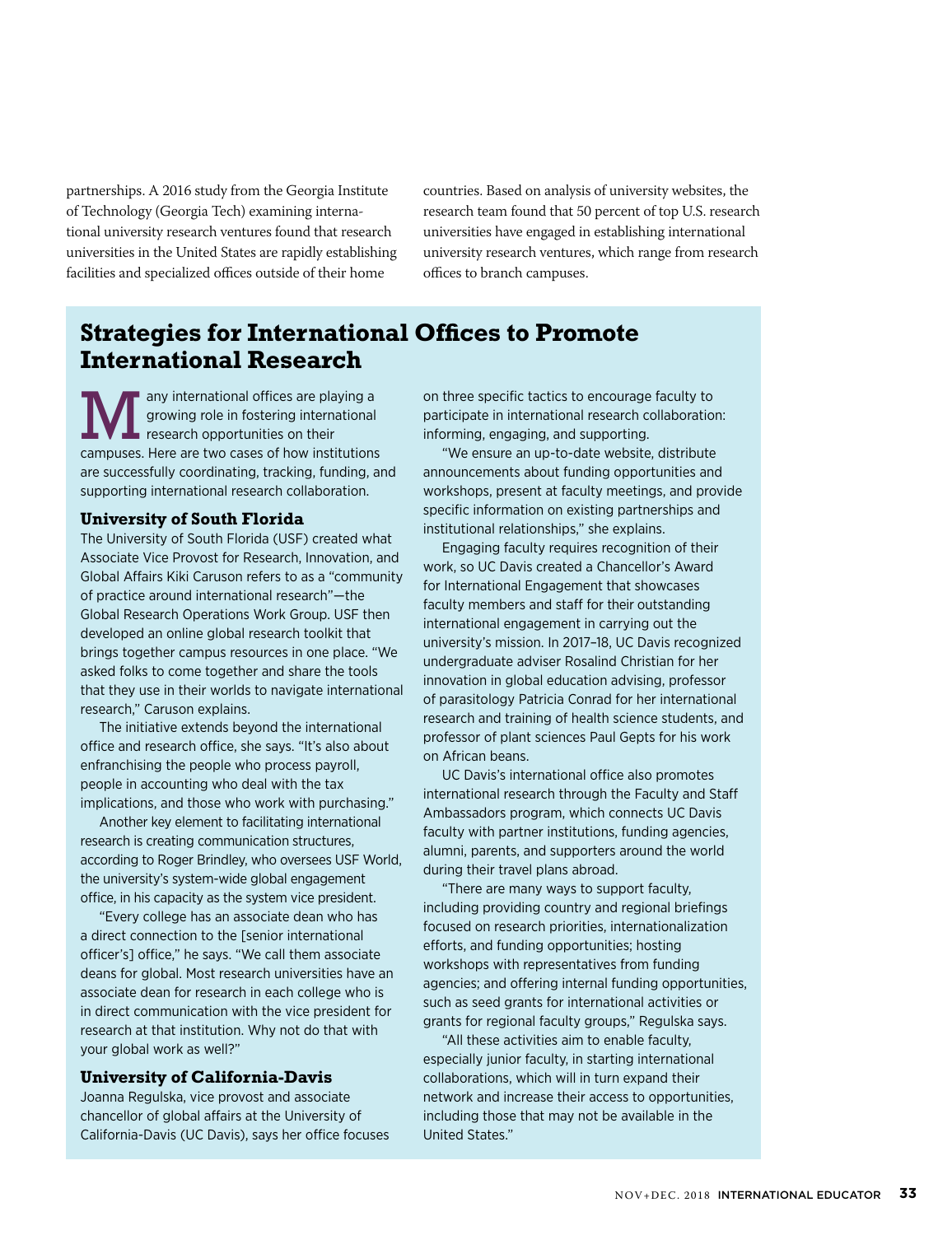partnerships. A 2016 study from the Georgia Institute of Technology (Georgia Tech) examining international university research ventures found that research universities in the United States are rapidly establishing facilities and specialized offices outside of their home countries. Based on analysis of university websites, the research team found that 50 percent of top U.S. research universities have engaged in establishing international university research ventures, which range from research offices to branch campuses.

## Strategies for International Offices to Promote International Research

Many international offices are playing a growing role in fostering international research opportunities on their campuses. Here are two cases of how institutions are successfully coordinating, tracking, funding, and supporting international research collaboration.

### University of South Florida

The University of South Florida (USF) created what Associate Vice Provost for Research, Innovation, and Global Affairs Kiki Caruson refers to as a "community of practice around international research"—the Global Research Operations Work Group. USF then developed an online global research toolkit that brings together campus resources in one place. "We asked folks to come together and share the tools that they use in their worlds to navigate international research," Caruson explains.

The initiative extends beyond the international office and research office, she says. "It's also about enfranchising the people who process payroll, people in accounting who deal with the tax implications, and those who work with purchasing."

Another key element to facilitating international research is creating communication structures, according to Roger Brindley, who oversees USF World, the university's system-wide global engagement office, in his capacity as the system vice president.

"Every college has an associate dean who has a direct connection to the [senior international officer's] office," he says. "We call them associate deans for global. Most research universities have an associate dean for research in each college who is in direct communication with the vice president for research at that institution. Why not do that with your global work as well?"

### University of California-Davis

Joanna Regulska, vice provost and associate chancellor of global affairs at the University of California-Davis (UC Davis), says her office focuses on three specific tactics to encourage faculty to participate in international research collaboration: informing, engaging, and supporting.

"We ensure an up-to-date website, distribute announcements about funding opportunities and workshops, present at faculty meetings, and provide specific information on existing partnerships and institutional relationships," she explains.

Engaging faculty requires recognition of their work, so UC Davis created a Chancellor's Award for International Engagement that showcases faculty members and staff for their outstanding international engagement in carrying out the university's mission. In 2017–18, UC Davis recognized undergraduate adviser Rosalind Christian for her innovation in global education advising, professor of parasitology Patricia Conrad for her international research and training of health science students, and professor of plant sciences Paul Gepts for his work on African beans.

UC Davis's international office also promotes international research through the Faculty and Staff Ambassadors program, which connects UC Davis faculty with partner institutions, funding agencies, alumni, parents, and supporters around the world during their travel plans abroad.

"There are many ways to support faculty, including providing country and regional briefings focused on research priorities, internationalization efforts, and funding opportunities; hosting workshops with representatives from funding agencies; and offering internal funding opportunities, such as seed grants for international activities or grants for regional faculty groups," Regulska says.

"All these activities aim to enable faculty, especially junior faculty, in starting international collaborations, which will in turn expand their network and increase their access to opportunities, including those that may not be available in the United States."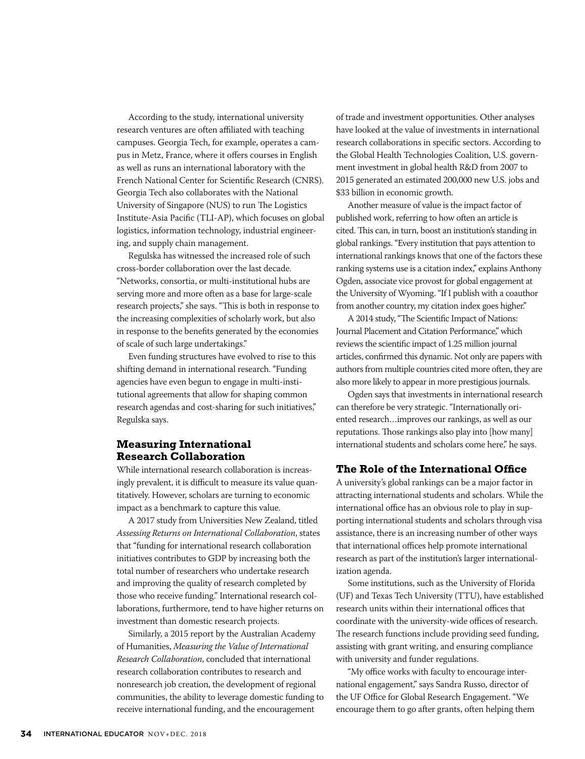According to the study, international university research ventures are often affiliated with teaching campuses. Georgia Tech, for example, operates a campus in Metz, France, where it offers courses in English as well as runs an international laboratory with the French National Center for Scientific Research (CNRS). Georgia Tech also collaborates with the National University of Singapore (NUS) to run The Logistics Institute-Asia Pacific (TLI-AP), which focuses on global logistics, information technology, industrial engineering, and supply chain management.

Regulska has witnessed the increased role of such cross-border collaboration over the last decade. "Networks, consortia, or multi-institutional hubs are serving more and more often as a base for large-scale research projects," she says. "This is both in response to the increasing complexities of scholarly work, but also in response to the benefits generated by the economies of scale of such large undertakings."

Even funding structures have evolved to rise to this shifting demand in international research. "Funding agencies have even begun to engage in multi-institutional agreements that allow for shaping common research agendas and cost-sharing for such initiatives," Regulska says.

## Measuring International Research Collaboration

While international research collaboration is increasingly prevalent, it is difficult to measure its value quantitatively. However, scholars are turning to economic impact as a benchmark to capture this value.

A 2017 study from Universities New Zealand, titled *Assessing Returns on International Collaboration*, states that "funding for international research collaboration initiatives contributes to GDP by increasing both the total number of researchers who undertake research and improving the quality of research completed by those who receive funding." International research collaborations, furthermore, tend to have higher returns on investment than domestic research projects.

Similarly, a 2015 report by the Australian Academy of Humanities, *Measuring the Value of International Research Collaboration*, concluded that international research collaboration contributes to research and nonresearch job creation, the development of regional communities, the ability to leverage domestic funding to receive international funding, and the encouragement of trade and investment opportunities. Other analyses have looked at the value of investments in international research collaborations in specific sectors. According to the Global Health Technologies Coalition, U.S. government investment in global health R&D from 2007 to 2015 generated an estimated 200,000 new U.S. jobs and $33 billion in economic growth.

Another measure of value is the impact factor of published work, referring to how often an article is cited. This can, in turn, boost an institution's standing in global rankings. "Every institution that pays attention to international rankings knows that one of the factors these ranking systems use is a citation index," explains Anthony Ogden, associate vice provost for global engagement at the University of Wyoming. "If I publish with a coauthor from another country, my citation index goes higher."

A 2014 study, "The Scientific Impact of Nations: Journal Placement and Citation Performance," which reviews the scientific impact of 1.25 million journal articles, confirmed this dynamic. Not only are papers with authors from multiple countries cited more often, they are also more likely to appear in more prestigious journals.

Ogden says that investments in international research can therefore be very strategic. "Internationally oriented research…improves our rankings, as well as our reputations. Those rankings also play into [how many] international students and scholars come here," he says.

## The Role of the International Office

A university's global rankings can be a major factor in attracting international students and scholars. While the international office has an obvious role to play in supporting international students and scholars through visa assistance, there is an increasing number of other ways that international offices help promote international research as part of the institution's larger internationalization agenda.

Some institutions, such as the University of Florida (UF) and Texas Tech University (TTU), have established research units within their international offices that coordinate with the university-wide offices of research. The research functions include providing seed funding, assisting with grant writing, and ensuring compliance with university and funder regulations.

"My office works with faculty to encourage international engagement," says Sandra Russo, director of the UF Office for Global Research Engagement. "We encourage them to go after grants, often helping them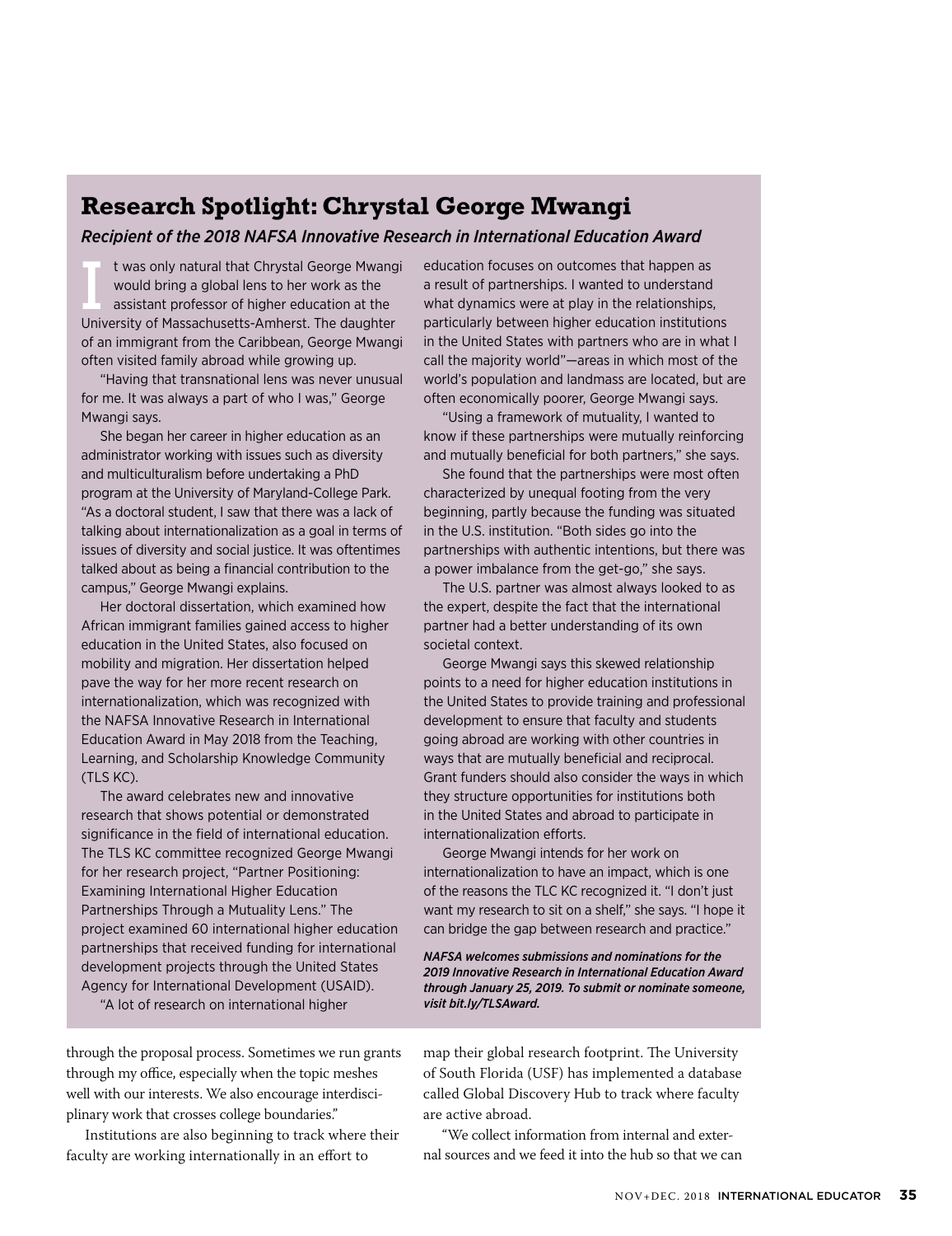## Research Spotlight: Chrystal George Mwangi

*Recipient of the 2018 NAFSA Innovative Research in International Education Award*

It was only natural that Chrystal George Mwangi would bring a global lens to her work as the assistant professor of higher education at the University of Massachusetts-Amherst. The daughter of an immigrant from the Caribbean, George Mwangi often visited family abroad while growing up.

"Having that transnational lens was never unusual for me. It was always a part of who I was," George Mwangi says.

She began her career in higher education as an administrator working with issues such as diversity and multiculturalism before undertaking a PhD program at the University of Maryland-College Park. "As a doctoral student, I saw that there was a lack of talking about internationalization as a goal in terms of issues of diversity and social justice. It was oftentimes talked about as being a financial contribution to the campus," George Mwangi explains.

Her doctoral dissertation, which examined how African immigrant families gained access to higher education in the United States, also focused on mobility and migration. Her dissertation helped pave the way for her more recent research on internationalization, which was recognized with the NAFSA Innovative Research in International Education Award in May 2018 from the Teaching, Learning, and Scholarship Knowledge Community (TLS KC).

The award celebrates new and innovative research that shows potential or demonstrated significance in the field of international education. The TLS KC committee recognized George Mwangi for her research project, "Partner Positioning: Examining International Higher Education Partnerships Through a Mutuality Lens." The project examined 60 international higher education partnerships that received funding for international development projects through the United States Agency for International Development (USAID).

"A lot of research on international higher education focuses on outcomes that happen as a result of partnerships. I wanted to understand what dynamics were at play in the relationships, particularly between higher education institutions in the United States with partners who are in what I call the majority world"—areas in which most of the world's population and landmass are located, but are often economically poorer, George Mwangi says.

"Using a framework of mutuality, I wanted to know if these partnerships were mutually reinforcing and mutually beneficial for both partners," she says.

She found that the partnerships were most often characterized by unequal footing from the very beginning, partly because the funding was situated in the U.S. institution. "Both sides go into the partnerships with authentic intentions, but there was a power imbalance from the get-go," she says.

The U.S. partner was almost always looked to as the expert, despite the fact that the international partner had a better understanding of its own societal context.

George Mwangi says this skewed relationship points to a need for higher education institutions in the United States to provide training and professional development to ensure that faculty and students going abroad are working with other countries in ways that are mutually beneficial and reciprocal. Grant funders should also consider the ways in which they structure opportunities for institutions both in the United States and abroad to participate in internationalization efforts.

George Mwangi intends for her work on internationalization to have an impact, which is one of the reasons the TLC KC recognized it. "I don't just want my research to sit on a shelf," she says. "I hope it can bridge the gap between research and practice."

***NAFSA welcomes submissions and nominations for the 2019 Innovative Research in International Education Award through January 25, 2019. To submit or nominate someone, visit bit.ly/TLSAward.***

through the proposal process. Sometimes we run grants through my office, especially when the topic meshes well with our interests. We also encourage interdisciplinary work that crosses college boundaries."

Institutions are also beginning to track where their faculty are working internationally in an effort to map their global research footprint. The University of South Florida (USF) has implemented a database called Global Discovery Hub to track where faculty are active abroad.

"We collect information from internal and external sources and we feed it into the hub so that we can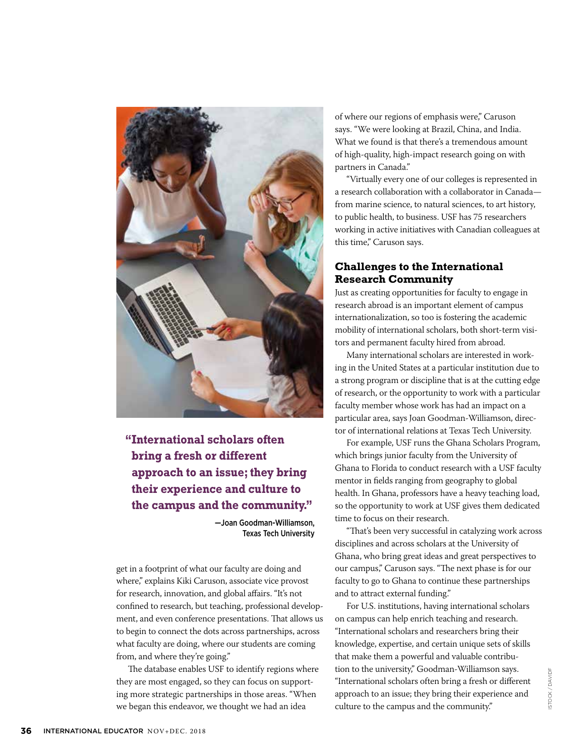> **"International scholars often bring a fresh or different approach to an issue; they bring their experience and culture to the campus and the community."**
>
> —Joan Goodman-Williamson, Texas Tech University

get in a footprint of what our faculty are doing and where," explains Kiki Caruson, associate vice provost for research, innovation, and global affairs. "It's not confined to research, but teaching, professional development, and even conference presentations. That allows us to begin to connect the dots across partnerships, across what faculty are doing, where our students are coming from, and where they're going."

The database enables USF to identify regions where they are most engaged, so they can focus on supporting more strategic partnerships in those areas. "When we began this endeavor, we thought we had an idea of where our regions of emphasis were," Caruson says. "We were looking at Brazil, China, and India. What we found is that there's a tremendous amount of high-quality, high-impact research going on with partners in Canada."

"Virtually every one of our colleges is represented in a research collaboration with a collaborator in Canada—from marine science, to natural sciences, to art history, to public health, to business. USF has 75 researchers working in active initiatives with Canadian colleagues at this time," Caruson says.

## Challenges to the International Research Community

Just as creating opportunities for faculty to engage in research abroad is an important element of campus internationalization, so too is fostering the academic mobility of international scholars, both short-term visitors and permanent faculty hired from abroad.

Many international scholars are interested in working in the United States at a particular institution due to a strong program or discipline that is at the cutting edge of research, or the opportunity to work with a particular faculty member whose work has had an impact on a particular area, says Joan Goodman-Williamson, director of international relations at Texas Tech University.

For example, USF runs the Ghana Scholars Program, which brings junior faculty from the University of Ghana to Florida to conduct research with a USF faculty mentor in fields ranging from geography to global health. In Ghana, professors have a heavy teaching load, so the opportunity to work at USF gives them dedicated time to focus on their research.

"That's been very successful in catalyzing work across disciplines and across scholars at the University of Ghana, who bring great ideas and great perspectives to our campus," Caruson says. "The next phase is for our faculty to go to Ghana to continue these partnerships and to attract external funding."

For U.S. institutions, having international scholars on campus can help enrich teaching and research. "International scholars and researchers bring their knowledge, expertise, and certain unique sets of skills that make them a powerful and valuable contribution to the university," Goodman-Williamson says. "International scholars often bring a fresh or different approach to an issue; they bring their experience and culture to the campus and the community."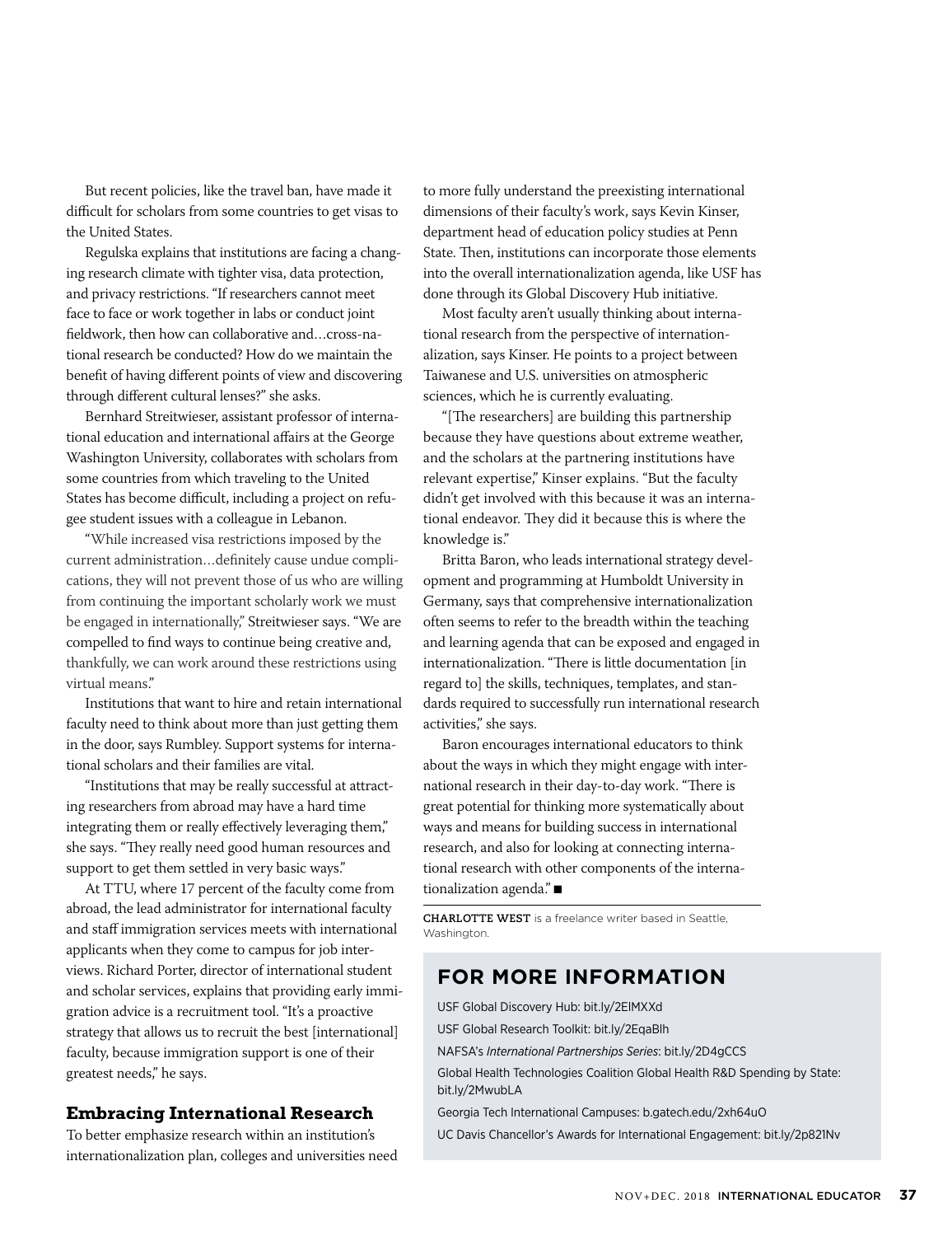But recent policies, like the travel ban, have made it difficult for scholars from some countries to get visas to the United States.

Regulska explains that institutions are facing a changing research climate with tighter visa, data protection, and privacy restrictions. "If researchers cannot meet face to face or work together in labs or conduct joint fieldwork, then how can collaborative and…cross-national research be conducted? How do we maintain the benefit of having different points of view and discovering through different cultural lenses?" she asks.

Bernhard Streitwieser, assistant professor of international education and international affairs at the George Washington University, collaborates with scholars from some countries from which traveling to the United States has become difficult, including a project on refugee student issues with a colleague in Lebanon.

"While increased visa restrictions imposed by the current administration…definitely cause undue complications, they will not prevent those of us who are willing from continuing the important scholarly work we must be engaged in internationally," Streitwieser says. "We are compelled to find ways to continue being creative and, thankfully, we can work around these restrictions using virtual means."

Institutions that want to hire and retain international faculty need to think about more than just getting them in the door, says Rumbley. Support systems for international scholars and their families are vital.

"Institutions that may be really successful at attracting researchers from abroad may have a hard time integrating them or really effectively leveraging them," she says. "They really need good human resources and support to get them settled in very basic ways."

At TTU, where 17 percent of the faculty come from abroad, the lead administrator for international faculty and staff immigration services meets with international applicants when they come to campus for job interviews. Richard Porter, director of international student and scholar services, explains that providing early immigration advice is a recruitment tool. "It's a proactive strategy that allows us to recruit the best [international] faculty, because immigration support is one of their greatest needs," he says.

### Embracing International Research

To better emphasize research within an institution's internationalization plan, colleges and universities need to more fully understand the preexisting international dimensions of their faculty's work, says Kevin Kinser, department head of education policy studies at Penn State. Then, institutions can incorporate those elements into the overall internationalization agenda, like USF has done through its Global Discovery Hub initiative.

Most faculty aren't usually thinking about international research from the perspective of internationalization, says Kinser. He points to a project between Taiwanese and U.S. universities on atmospheric sciences, which he is currently evaluating.

"[The researchers] are building this partnership because they have questions about extreme weather, and the scholars at the partnering institutions have relevant expertise," Kinser explains. "But the faculty didn't get involved with this because it was an international endeavor. They did it because this is where the knowledge is."

Britta Baron, who leads international strategy development and programming at Humboldt University in Germany, says that comprehensive internationalization often seems to refer to the breadth within the teaching and learning agenda that can be exposed and engaged in internationalization. "There is little documentation [in regard to] the skills, techniques, templates, and standards required to successfully run international research activities," she says.

Baron encourages international educators to think about the ways in which they might engage with international research in their day-to-day work. "There is great potential for thinking more systematically about ways and means for building success in international research, and also for looking at connecting international research with other components of the internationalization agenda." ■

**CHARLOTTE WEST** is a freelance writer based in Seattle, Washington.

## FOR MORE INFORMATION

USF Global Discovery Hub: bit.ly/2ElMXXd

USF Global Research Toolkit: bit.ly/2EqaBlh

NAFSA's *International Partnerships Series*: bit.ly/2D4gCCS

Global Health Technologies Coalition Global Health R&D Spending by State: bit.ly/2MwubLA

Georgia Tech International Campuses: b.gatech.edu/2xh64uO

UC Davis Chancellor's Awards for International Engagement: bit.ly/2p821Nv